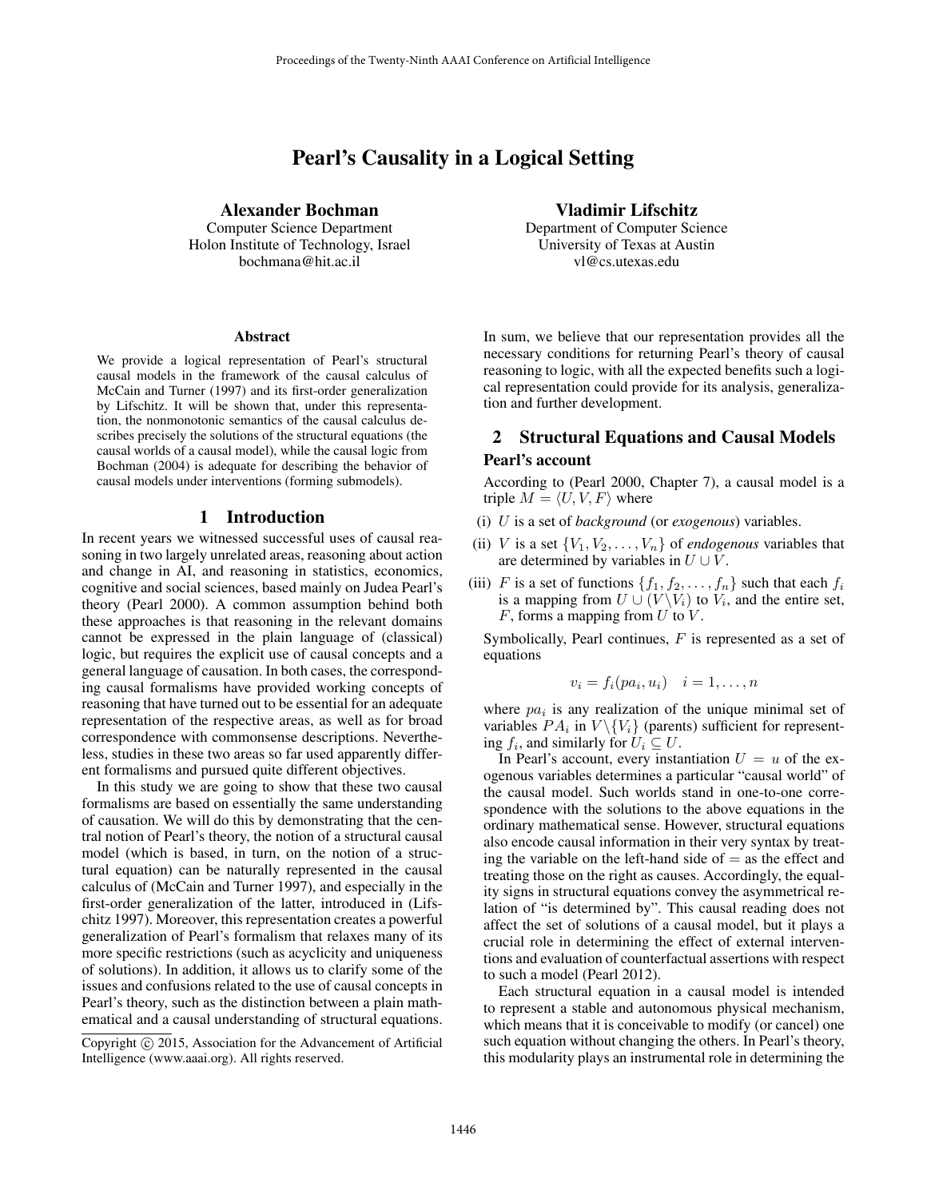# Pearl's Causality in a Logical Setting

**Alexander Bochman**
Computer Science Department
Holon Institute of Technology, Israel
bochmana@hit.ac.il

**Vladimir Lifschitz**
Department of Computer Science
University of Texas at Austin
vl@cs.utexas.edu

### Abstract

We provide a logical representation of Pearl's structural causal models in the framework of the causal calculus of McCain and Turner (1997) and its first-order generalization by Lifschitz. It will be shown that, under this representation, the nonmonotonic semantics of the causal calculus describes precisely the solutions of the structural equations (the causal worlds of a causal model), while the causal logic from Bochman (2004) is adequate for describing the behavior of causal models under interventions (forming submodels).

## 1 Introduction

In recent years we witnessed successful uses of causal reasoning in two largely unrelated areas, reasoning about action and change in AI, and reasoning in statistics, economics, cognitive and social sciences, based mainly on Judea Pearl's theory (Pearl 2000). A common assumption behind both these approaches is that reasoning in the relevant domains cannot be expressed in the plain language of (classical) logic, but requires the explicit use of causal concepts and a general language of causation. In both cases, the corresponding causal formalisms have provided working concepts of reasoning that have turned out to be essential for an adequate representation of the respective areas, as well as for broad correspondence with commonsense descriptions. Nevertheless, studies in these two areas so far used apparently different formalisms and pursued quite different objectives.

In this study we are going to show that these two causal formalisms are based on essentially the same understanding of causation. We will do this by demonstrating that the central notion of Pearl's theory, the notion of a structural causal model (which is based, in turn, on the notion of a structural equation) can be naturally represented in the causal calculus of (McCain and Turner 1997), and especially in the first-order generalization of the latter, introduced in (Lifschitz 1997). Moreover, this representation creates a powerful generalization of Pearl's formalism that relaxes many of its more specific restrictions (such as acyclicity and uniqueness of solutions). In addition, it allows us to clarify some of the issues and confusions related to the use of causal concepts in Pearl's theory, such as the distinction between a plain mathematical and a causal understanding of structural equations.

Copyright © 2015, Association for the Advancement of Artificial Intelligence (www.aaai.org). All rights reserved.

In sum, we believe that our representation provides all the necessary conditions for returning Pearl's theory of causal reasoning to logic, with all the expected benefits such a logical representation could provide for its analysis, generalization and further development.

## 2 Structural Equations and Causal Models

### Pearl's account

According to (Pearl 2000, Chapter 7), a causal model is a triple $M = \langle U, V, F \rangle$ where

(i) $U$ is a set of *background* (or *exogenous*) variables.

(ii) $V$ is a set $\{V_1, V_2, \ldots, V_n\}$ of *endogenous* variables that are determined by variables in $U \cup V$.

(iii) $F$ is a set of functions $\{f_1, f_2, \ldots, f_n\}$ such that each $f_i$ is a mapping from $U \cup (V \backslash V_i)$ to $V_i$, and the entire set, $F$, forms a mapping from $U$ to $V$.

Symbolically, Pearl continues, $F$ is represented as a set of equations

$$v_i = f_i(pa_i, u_i) \quad i = 1, \ldots, n$$

where $pa_i$ is any realization of the unique minimal set of variables $PA_i$ in $V \backslash \{V_i\}$ (parents) sufficient for representing $f_i$, and similarly for $U_i \subseteq U$.

In Pearl's account, every instantiation $U = u$ of the exogenous variables determines a particular "causal world" of the causal model. Such worlds stand in one-to-one correspondence with the solutions to the above equations in the ordinary mathematical sense. However, structural equations also encode causal information in their very syntax by treating the variable on the left-hand side of $=$ as the effect and treating those on the right as causes. Accordingly, the equality signs in structural equations convey the asymmetrical relation of "is determined by". This causal reading does not affect the set of solutions of a causal model, but it plays a crucial role in determining the effect of external interventions and evaluation of counterfactual assertions with respect to such a model (Pearl 2012).

Each structural equation in a causal model is intended to represent a stable and autonomous physical mechanism, which means that it is conceivable to modify (or cancel) one such equation without changing the others. In Pearl's theory, this modularity plays an instrumental role in determining the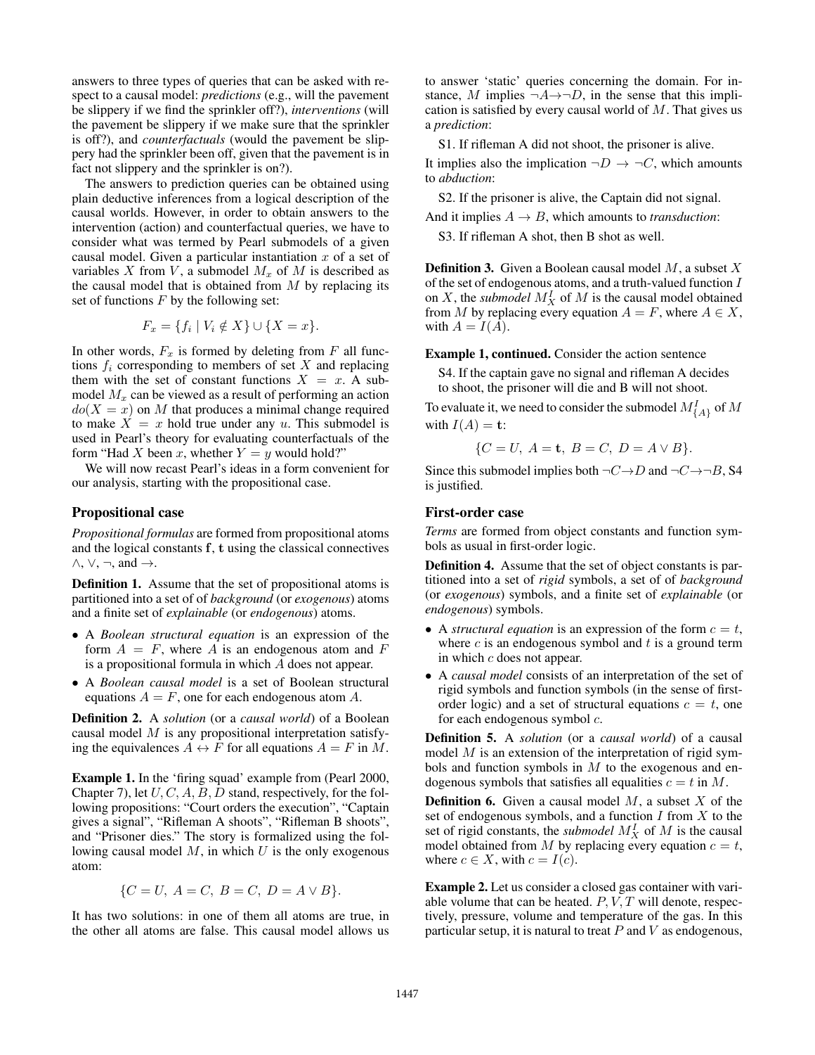answers to three types of queries that can be asked with respect to a causal model: *predictions* (e.g., will the pavement be slippery if we find the sprinkler off?), *interventions* (will the pavement be slippery if we make sure that the sprinkler is off?), and *counterfactuals* (would the pavement be slippery had the sprinkler been off, given that the pavement is in fact not slippery and the sprinkler is on?).

The answers to prediction queries can be obtained using plain deductive inferences from a logical description of the causal worlds. However, in order to obtain answers to the intervention (action) and counterfactual queries, we have to consider what was termed by Pearl submodels of a given causal model. Given a particular instantiation $x$ of a set of variables $X$ from $V$, a submodel $M_x$ of $M$ is described as the causal model that is obtained from $M$ by replacing its set of functions $F$ by the following set:

$$F_x = \{f_i \mid V_i \notin X\} \cup \{X = x\}.$$

In other words, $F_x$ is formed by deleting from $F$ all functions $f_i$ corresponding to members of set $X$ and replacing them with the set of constant functions $X = x$. A submodel $M_x$ can be viewed as a result of performing an action $do(X = x)$ on $M$ that produces a minimal change required to make $X = x$ hold true under any $u$. This submodel is used in Pearl's theory for evaluating counterfactuals of the form "Had $X$ been $x$, whether $Y = y$ would hold?"

We will now recast Pearl's ideas in a form convenient for our analysis, starting with the propositional case.

## Propositional case

*Propositional formulas* are formed from propositional atoms and the logical constants $\mathbf{f}$, $\mathbf{t}$ using the classical connectives $\wedge$, $\vee$, $\neg$, and $\rightarrow$.

**Definition 1.** Assume that the set of propositional atoms is partitioned into a set of of *background* (or *exogenous*) atoms and a finite set of *explainable* (or *endogenous*) atoms.

- A *Boolean structural equation* is an expression of the form $A = F$, where $A$ is an endogenous atom and $F$ is a propositional formula in which $A$ does not appear.
- A *Boolean causal model* is a set of Boolean structural equations $A = F$, one for each endogenous atom $A$.

**Definition 2.** A *solution* (or a *causal world*) of a Boolean causal model $M$ is any propositional interpretation satisfying the equivalences $A \leftrightarrow F$ for all equations $A = F$ in $M$.

**Example 1.** In the 'firing squad' example from (Pearl 2000, Chapter 7), let $U, C, A, B, D$ stand, respectively, for the following propositions: "Court orders the execution", "Captain gives a signal", "Rifleman A shoots", "Rifleman B shoots", and "Prisoner dies." The story is formalized using the following causal model $M$, in which $U$ is the only exogenous atom:

$$\{C = U,\ A = C,\ B = C,\ D = A \vee B\}.$$

It has two solutions: in one of them all atoms are true, in the other all atoms are false. This causal model allows us to answer 'static' queries concerning the domain. For instance, $M$ implies $\neg A \rightarrow \neg D$, in the sense that this implication is satisfied by every causal world of $M$. That gives us a *prediction*:

S1. If rifleman A did not shoot, the prisoner is alive.

It implies also the implication $\neg D \rightarrow \neg C$, which amounts to *abduction*:

S2. If the prisoner is alive, the Captain did not signal.

And it implies $A \rightarrow B$, which amounts to *transduction*:

S3. If rifleman A shot, then B shot as well.

**Definition 3.** Given a Boolean causal model $M$, a subset $X$ of the set of endogenous atoms, and a truth-valued function $I$ on $X$, the *submodel* $M^I_X$ of $M$ is the causal model obtained from $M$ by replacing every equation $A = F$, where $A \in X$, with $A = I(A)$.

**Example 1, continued.** Consider the action sentence

S4. If the captain gave no signal and rifleman A decides to shoot, the prisoner will die and B will not shoot.

To evaluate it, we need to consider the submodel $M^I_{\{A\}}$ of $M$ with $I(A) = \mathbf{t}$:

$$\{C = U,\ A = \mathbf{t},\ B = C,\ D = A \vee B\}.$$

Since this submodel implies both $\neg C \rightarrow D$ and $\neg C \rightarrow \neg B$, S4 is justified.

## First-order case

*Terms* are formed from object constants and function symbols as usual in first-order logic.

**Definition 4.** Assume that the set of object constants is partitioned into a set of *rigid* symbols, a set of of *background* (or *exogenous*) symbols, and a finite set of *explainable* (or *endogenous*) symbols.

- A *structural equation* is an expression of the form $c = t$, where $c$ is an endogenous symbol and $t$ is a ground term in which $c$ does not appear.
- A *causal model* consists of an interpretation of the set of rigid symbols and function symbols (in the sense of first-order logic) and a set of structural equations $c = t$, one for each endogenous symbol $c$.

**Definition 5.** A *solution* (or a *causal world*) of a causal model $M$ is an extension of the interpretation of rigid symbols and function symbols in $M$ to the exogenous and endogenous symbols that satisfies all equalities $c = t$ in $M$.

**Definition 6.** Given a causal model $M$, a subset $X$ of the set of endogenous symbols, and a function $I$ from $X$ to the set of rigid constants, the *submodel* $M^I_X$ of $M$ is the causal model obtained from $M$ by replacing every equation $c = t$, where $c \in X$, with $c = I(c)$.

**Example 2.** Let us consider a closed gas container with variable volume that can be heated. $P, V, T$ will denote, respectively, pressure, volume and temperature of the gas. In this particular setup, it is natural to treat $P$ and $V$ as endogenous,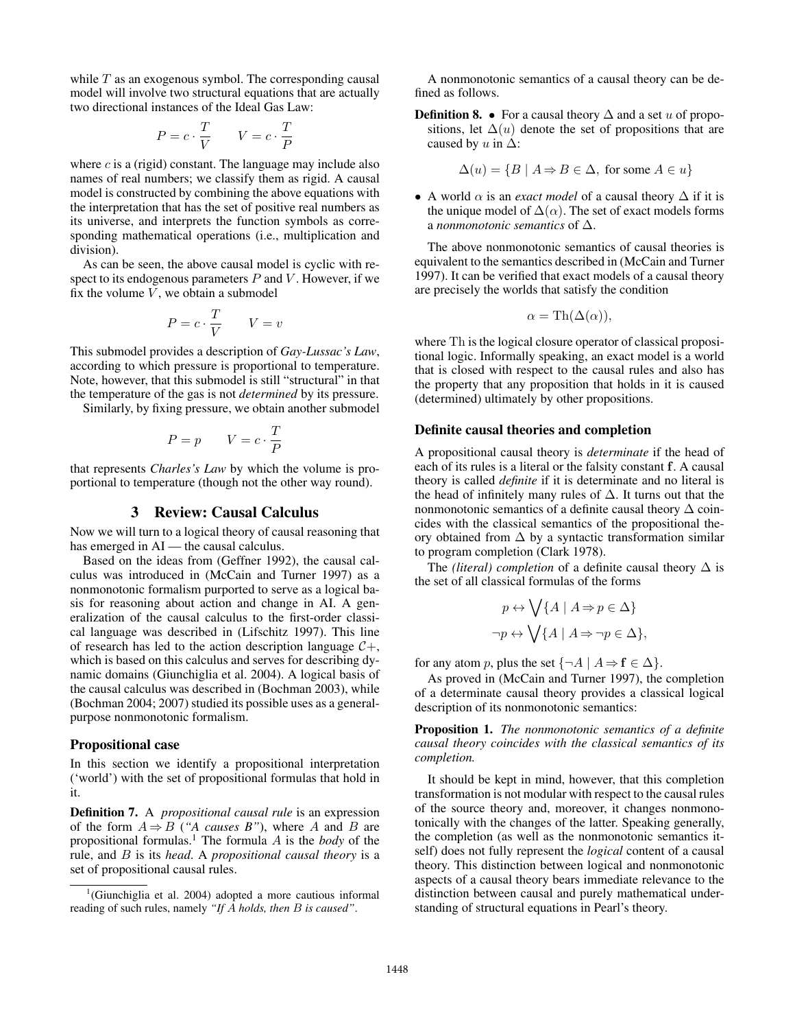while $T$ as an exogenous symbol. The corresponding causal model will involve two structural equations that are actually two directional instances of the Ideal Gas Law:

$$P = c \cdot \frac{T}{V} \qquad V = c \cdot \frac{T}{P}$$

where $c$ is a (rigid) constant. The language may include also names of real numbers; we classify them as rigid. A causal model is constructed by combining the above equations with the interpretation that has the set of positive real numbers as its universe, and interprets the function symbols as corresponding mathematical operations (i.e., multiplication and division).

As can be seen, the above causal model is cyclic with respect to its endogenous parameters $P$ and $V$. However, if we fix the volume $V$, we obtain a submodel

$$P = c \cdot \frac{T}{V} \qquad V = v$$

This submodel provides a description of *Gay-Lussac's Law*, according to which pressure is proportional to temperature. Note, however, that this submodel is still "structural" in that the temperature of the gas is not *determined* by its pressure.

Similarly, by fixing pressure, we obtain another submodel

$$P = p \qquad V = c \cdot \frac{T}{P}$$

that represents *Charles's Law* by which the volume is proportional to temperature (though not the other way round).

## 3 Review: Causal Calculus

Now we will turn to a logical theory of causal reasoning that has emerged in AI — the causal calculus.

Based on the ideas from (Geffner 1992), the causal calculus was introduced in (McCain and Turner 1997) as a nonmonotonic formalism purported to serve as a logical basis for reasoning about action and change in AI. A generalization of the causal calculus to the first-order classical language was described in (Lifschitz 1997). This line of research has led to the action description language $\mathcal{C}+$, which is based on this calculus and serves for describing dynamic domains (Giunchiglia et al. 2004). A logical basis of the causal calculus was described in (Bochman 2003), while (Bochman 2004; 2007) studied its possible uses as a general-purpose nonmonotonic formalism.

### Propositional case

In this section we identify a propositional interpretation ('world') with the set of propositional formulas that hold in it.

**Definition 7.** A *propositional causal rule* is an expression of the form $A \Rightarrow B$ (*"A causes B"*), where $A$ and $B$ are propositional formulas.[1] The formula $A$ is the *body* of the rule, and $B$ is its *head*. A *propositional causal theory* is a set of propositional causal rules.

[1](Giunchiglia et al. 2004) adopted a more cautious informal reading of such rules, namely *"If A holds, then B is caused"*.

A nonmonotonic semantics of a causal theory can be defined as follows.

**Definition 8.**
- For a causal theory $\Delta$ and a set $u$ of propositions, let $\Delta(u)$ denote the set of propositions that are caused by $u$ in $\Delta$:

$$\Delta(u) = \{B \mid A \Rightarrow B \in \Delta, \text{ for some } A \in u\}$$

- A world $\alpha$ is an *exact model* of a causal theory $\Delta$ if it is the unique model of $\Delta(\alpha)$. The set of exact models forms a *nonmonotonic semantics* of $\Delta$.

The above nonmonotonic semantics of causal theories is equivalent to the semantics described in (McCain and Turner 1997). It can be verified that exact models of a causal theory are precisely the worlds that satisfy the condition

$$\alpha = \mathrm{Th}(\Delta(\alpha)),$$

where Th is the logical closure operator of classical propositional logic. Informally speaking, an exact model is a world that is closed with respect to the causal rules and also has the property that any proposition that holds in it is caused (determined) ultimately by other propositions.

### Definite causal theories and completion

A propositional causal theory is *determinate* if the head of each of its rules is a literal or the falsity constant $\mathbf{f}$. A causal theory is called *definite* if it is determinate and no literal is the head of infinitely many rules of $\Delta$. It turns out that the nonmonotonic semantics of a definite causal theory $\Delta$ coincides with the classical semantics of the propositional theory obtained from $\Delta$ by a syntactic transformation similar to program completion (Clark 1978).

The *(literal) completion* of a definite causal theory $\Delta$ is the set of all classical formulas of the forms

$$p \leftrightarrow \bigvee\{A \mid A \Rightarrow p \in \Delta\}$$
$$\neg p \leftrightarrow \bigvee\{A \mid A \Rightarrow \neg p \in \Delta\},$$

for any atom $p$, plus the set $\{\neg A \mid A \Rightarrow \mathbf{f} \in \Delta\}$.

As proved in (McCain and Turner 1997), the completion of a determinate causal theory provides a classical logical description of its nonmonotonic semantics:

**Proposition 1.** *The nonmonotonic semantics of a definite causal theory coincides with the classical semantics of its completion.*

It should be kept in mind, however, that this completion transformation is not modular with respect to the causal rules of the source theory and, moreover, it changes nonmonotonically with the changes of the latter. Speaking generally, the completion (as well as the nonmonotonic semantics itself) does not fully represent the *logical* content of a causal theory. This distinction between logical and nonmonotonic aspects of a causal theory bears immediate relevance to the distinction between causal and purely mathematical understanding of structural equations in Pearl's theory.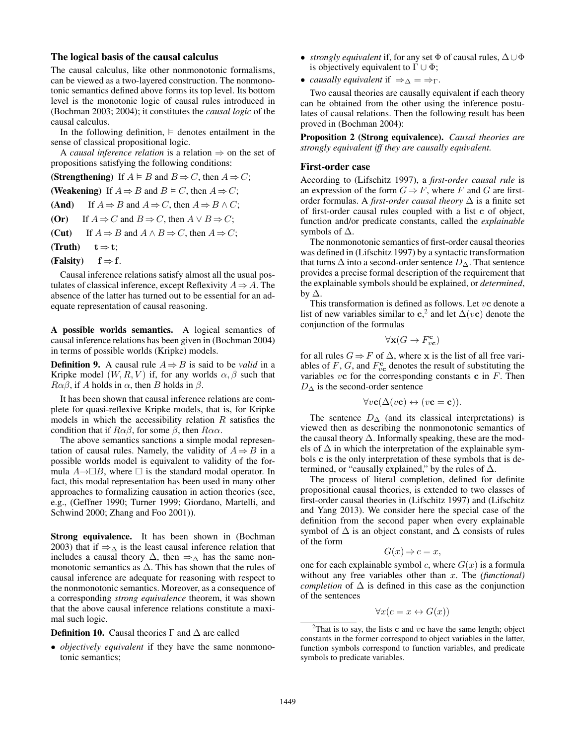### The logical basis of the causal calculus

The causal calculus, like other nonmonotonic formalisms, can be viewed as a two-layered construction. The nonmonotonic semantics defined above forms its top level. Its bottom level is the monotonic logic of causal rules introduced in (Bochman 2003; 2004); it constitutes the *causal logic* of the causal calculus.

In the following definition, $\vDash$ denotes entailment in the sense of classical propositional logic.

A *causal inference relation* is a relation $\Rightarrow$ on the set of propositions satisfying the following conditions:

**(Strengthening)** If $A \vDash B$ and $B \Rightarrow C$, then $A \Rightarrow C$;

**(Weakening)** If $A \Rightarrow B$ and $B \vDash C$, then $A \Rightarrow C$;

**(And)** If $A \Rightarrow B$ and $A \Rightarrow C$, then $A \Rightarrow B \wedge C$;

**(Or)** If $A \Rightarrow C$ and $B \Rightarrow C$, then $A \vee B \Rightarrow C$;

**(Cut)** If $A \Rightarrow B$ and $A \wedge B \Rightarrow C$, then $A \Rightarrow C$;

**(Truth)** $\mathbf{t} \Rightarrow \mathbf{t}$;

**(Falsity)** $\mathbf{f} \Rightarrow \mathbf{f}$.

Causal inference relations satisfy almost all the usual postulates of classical inference, except Reflexivity $A \Rightarrow A$. The absence of the latter has turned out to be essential for an adequate representation of causal reasoning.

**A possible worlds semantics.** A logical semantics of causal inference relations has been given in (Bochman 2004) in terms of possible worlds (Kripke) models.

**Definition 9.** A causal rule $A \Rightarrow B$ is said to be *valid* in a Kripke model $(W, R, V)$ if, for any worlds $\alpha, \beta$ such that $R\alpha\beta$, if $A$ holds in $\alpha$, then $B$ holds in $\beta$.

It has been shown that causal inference relations are complete for quasi-reflexive Kripke models, that is, for Kripke models in which the accessibility relation $R$ satisfies the condition that if $R\alpha\beta$, for some $\beta$, then $R\alpha\alpha$.

The above semantics sanctions a simple modal representation of causal rules. Namely, the validity of $A \Rightarrow B$ in a possible worlds model is equivalent to validity of the formula $A \rightarrow \Box B$, where $\Box$ is the standard modal operator. In fact, this modal representation has been used in many other approaches to formalizing causation in action theories (see, e.g., (Geffner 1990; Turner 1999; Giordano, Martelli, and Schwind 2000; Zhang and Foo 2001)).

**Strong equivalence.** It has been shown in (Bochman 2003) that if $\Rightarrow_\Delta$ is the least causal inference relation that includes a causal theory $\Delta$, then $\Rightarrow_\Delta$ has the same nonmonotonic semantics as $\Delta$. This has shown that the rules of causal inference are adequate for reasoning with respect to the nonmonotonic semantics. Moreover, as a consequence of a corresponding *strong equivalence* theorem, it was shown that the above causal inference relations constitute a maximal such logic.

**Definition 10.** Causal theories $\Gamma$ and $\Delta$ are called

- *objectively equivalent* if they have the same nonmonotonic semantics;
- *strongly equivalent* if, for any set $\Phi$ of causal rules, $\Delta \cup \Phi$ is objectively equivalent to $\Gamma \cup \Phi$;
- *causally equivalent* if $\Rightarrow_\Delta = \Rightarrow_\Gamma$.

Two causal theories are causally equivalent if each theory can be obtained from the other using the inference postulates of causal relations. Then the following result has been proved in (Bochman 2004):

**Proposition 2 (Strong equivalence).** *Causal theories are strongly equivalent iff they are causally equivalent.*

### First-order case

According to (Lifschitz 1997), a *first-order causal rule* is an expression of the form $G \Rightarrow F$, where $F$ and $G$ are first-order formulas. A *first-order causal theory* $\Delta$ is a finite set of first-order causal rules coupled with a list $\mathbf{c}$ of object, function and/or predicate constants, called the *explainable* symbols of $\Delta$.

The nonmonotonic semantics of first-order causal theories was defined in (Lifschitz 1997) by a syntactic transformation that turns $\Delta$ into a second-order sentence $D_\Delta$. That sentence provides a precise formal description of the requirement that the explainable symbols should be explained, or *determined*, by $\Delta$.

This transformation is defined as follows. Let $v\mathbf{c}$ denote a list of new variables similar to $\mathbf{c}$,[2] and let $\Delta(v\mathbf{c})$ denote the conjunction of the formulas

$$\forall \mathbf{x}(G \rightarrow F^{\mathbf{c}}_{v\mathbf{c}})$$

for all rules $G \Rightarrow F$ of $\Delta$, where $\mathbf{x}$ is the list of all free variables of $F$, $G$, and $F^{\mathbf{c}}_{v\mathbf{c}}$ denotes the result of substituting the variables $v\mathbf{c}$ for the corresponding constants $\mathbf{c}$ in $F$. Then $D_\Delta$ is the second-order sentence

$$\forall v\mathbf{c}(\Delta(v\mathbf{c}) \leftrightarrow (v\mathbf{c} = \mathbf{c})).$$

The sentence $D_\Delta$ (and its classical interpretations) is viewed then as describing the nonmonotonic semantics of the causal theory $\Delta$. Informally speaking, these are the models of $\Delta$ in which the interpretation of the explainable symbols $\mathbf{c}$ is the only interpretation of these symbols that is determined, or "causally explained," by the rules of $\Delta$.

The process of literal completion, defined for definite propositional causal theories, is extended to two classes of first-order causal theories in (Lifschitz 1997) and (Lifschitz and Yang 2013). We consider here the special case of the definition from the second paper when every explainable symbol of $\Delta$ is an object constant, and $\Delta$ consists of rules of the form

$$G(x) \Rightarrow c = x,$$

one for each explainable symbol $c$, where $G(x)$ is a formula without any free variables other than $x$. The *(functional) completion* of $\Delta$ is defined in this case as the conjunction of the sentences

$$\forall x(c = x \leftrightarrow G(x))$$

[2] That is to say, the lists $\mathbf{c}$ and $v\mathbf{c}$ have the same length; object constants in the former correspond to object variables in the latter, function symbols correspond to function variables, and predicate symbols to predicate variables.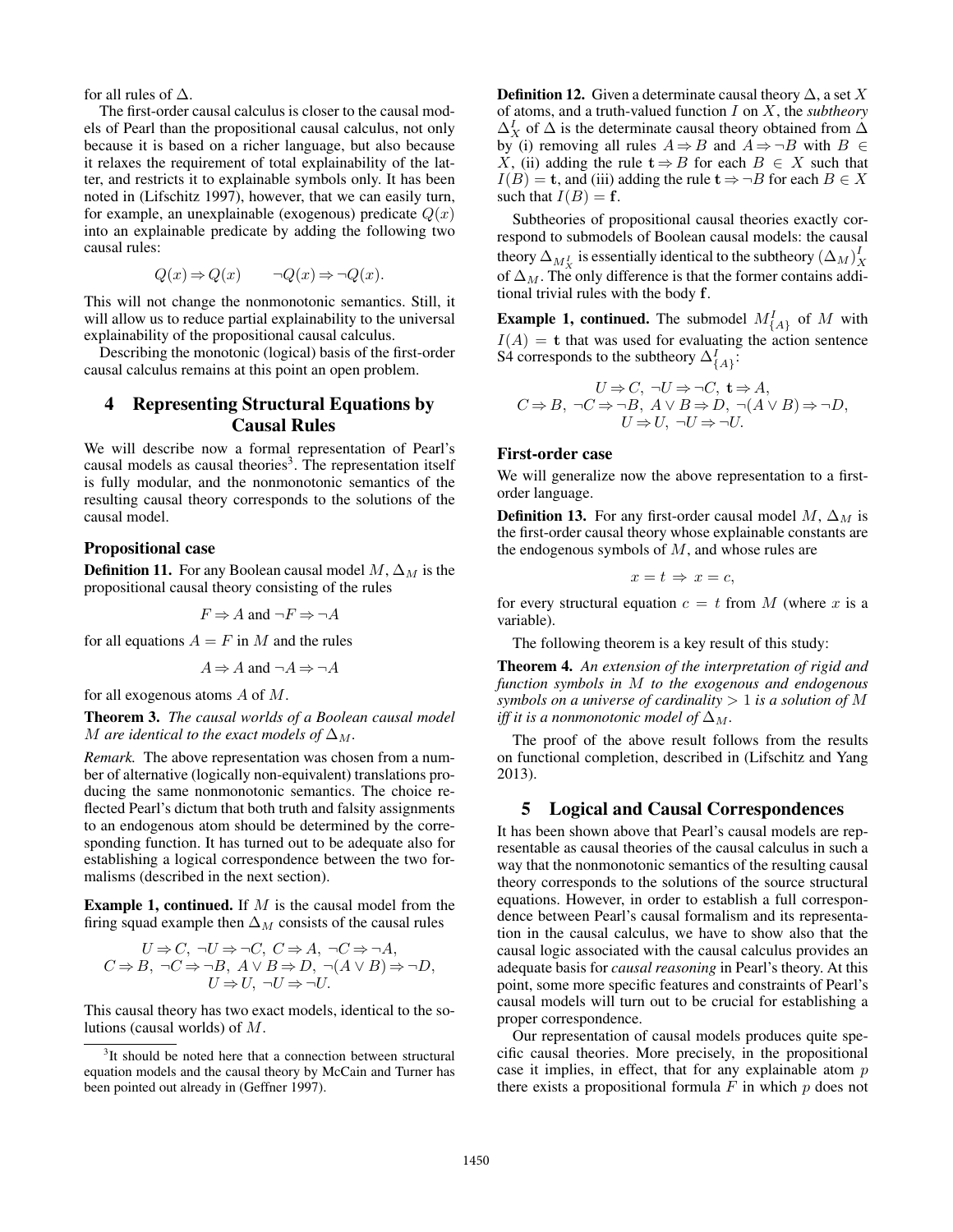for all rules of $\Delta$.

The first-order causal calculus is closer to the causal models of Pearl than the propositional causal calculus, not only because it is based on a richer language, but also because it relaxes the requirement of total explainability of the latter, and restricts it to explainable symbols only. It has been noted in (Lifschitz 1997), however, that we can easily turn, for example, an unexplainable (exogenous) predicate $Q(x)$ into an explainable predicate by adding the following two causal rules:

$$Q(x) \Rightarrow Q(x) \qquad \neg Q(x) \Rightarrow \neg Q(x).$$

This will not change the nonmonotonic semantics. Still, it will allow us to reduce partial explainability to the universal explainability of the propositional causal calculus.

Describing the monotonic (logical) basis of the first-order causal calculus remains at this point an open problem.

## 4 Representing Structural Equations by Causal Rules

We will describe now a formal representation of Pearl's causal models as causal theories[3]. The representation itself is fully modular, and the nonmonotonic semantics of the resulting causal theory corresponds to the solutions of the causal model.

### Propositional case

**Definition 11.** For any Boolean causal model $M$, $\Delta_M$ is the propositional causal theory consisting of the rules

$$F \Rightarrow A \text{ and } \neg F \Rightarrow \neg A$$

for all equations $A = F$ in $M$ and the rules

$$A \Rightarrow A \text{ and } \neg A \Rightarrow \neg A$$

for all exogenous atoms $A$ of $M$.

**Theorem 3.** *The causal worlds of a Boolean causal model $M$ are identical to the exact models of $\Delta_M$.*

*Remark.* The above representation was chosen from a number of alternative (logically non-equivalent) translations producing the same nonmonotonic semantics. The choice reflected Pearl's dictum that both truth and falsity assignments to an endogenous atom should be determined by the corresponding function. It has turned out to be adequate also for establishing a logical correspondence between the two formalisms (described in the next section).

**Example 1, continued.** If $M$ is the causal model from the firing squad example then $\Delta_M$ consists of the causal rules

$$U \Rightarrow C,\ \neg U \Rightarrow \neg C,\ C \Rightarrow A,\ \neg C \Rightarrow \neg A,$$
$$C \Rightarrow B,\ \neg C \Rightarrow \neg B,\ A \vee B \Rightarrow D,\ \neg(A \vee B) \Rightarrow \neg D,$$
$$U \Rightarrow U,\ \neg U \Rightarrow \neg U.$$

This causal theory has two exact models, identical to the solutions (causal worlds) of $M$.

[3] It should be noted here that a connection between structural equation models and the causal theory by McCain and Turner has been pointed out already in (Geffner 1997).

**Definition 12.** Given a determinate causal theory $\Delta$, a set $X$ of atoms, and a truth-valued function $I$ on $X$, the *subtheory* $\Delta^I_X$ of $\Delta$ is the determinate causal theory obtained from $\Delta$ by (i) removing all rules $A \Rightarrow B$ and $A \Rightarrow \neg B$ with $B \in X$, (ii) adding the rule $\mathbf{t} \Rightarrow B$ for each $B \in X$ such that $I(B) = \mathbf{t}$, and (iii) adding the rule $\mathbf{t} \Rightarrow \neg B$ for each $B \in X$ such that $I(B) = \mathbf{f}$.

Subtheories of propositional causal theories exactly correspond to submodels of Boolean causal models: the causal theory $\Delta_{M^I_X}$ is essentially identical to the subtheory $(\Delta_M)^I_X$ of $\Delta_M$. The only difference is that the former contains additional trivial rules with the body $\mathbf{f}$.

**Example 1, continued.** The submodel $M^I_{\{A\}}$ of $M$ with $I(A) = \mathbf{t}$ that was used for evaluating the action sentence S4 corresponds to the subtheory $\Delta^I_{\{A\}}$:

$$U \Rightarrow C,\ \neg U \Rightarrow \neg C,\ \mathbf{t} \Rightarrow A,$$
$$C \Rightarrow B,\ \neg C \Rightarrow \neg B,\ A \vee B \Rightarrow D,\ \neg(A \vee B) \Rightarrow \neg D,$$
$$U \Rightarrow U,\ \neg U \Rightarrow \neg U.$$

### First-order case

We will generalize now the above representation to a first-order language.

**Definition 13.** For any first-order causal model $M$, $\Delta_M$ is the first-order causal theory whose explainable constants are the endogenous symbols of $M$, and whose rules are

$$x = t \Rightarrow x = c,$$

for every structural equation $c = t$ from $M$ (where $x$ is a variable).

The following theorem is a key result of this study:

**Theorem 4.** *An extension of the interpretation of rigid and function symbols in $M$ to the exogenous and endogenous symbols on a universe of cardinality $> 1$ is a solution of $M$ iff it is a nonmonotonic model of $\Delta_M$.*

The proof of the above result follows from the results on functional completion, described in (Lifschitz and Yang 2013).

## 5 Logical and Causal Correspondences

It has been shown above that Pearl's causal models are representable as causal theories of the causal calculus in such a way that the nonmonotonic semantics of the resulting causal theory corresponds to the solutions of the source structural equations. However, in order to establish a full correspondence between Pearl's causal formalism and its representation in the causal calculus, we have to show also that the causal logic associated with the causal calculus provides an adequate basis for *causal reasoning* in Pearl's theory. At this point, some more specific features and constraints of Pearl's causal models will turn out to be crucial for establishing a proper correspondence.

Our representation of causal models produces quite specific causal theories. More precisely, in the propositional case it implies, in effect, that for any explainable atom $p$ there exists a propositional formula $F$ in which $p$ does not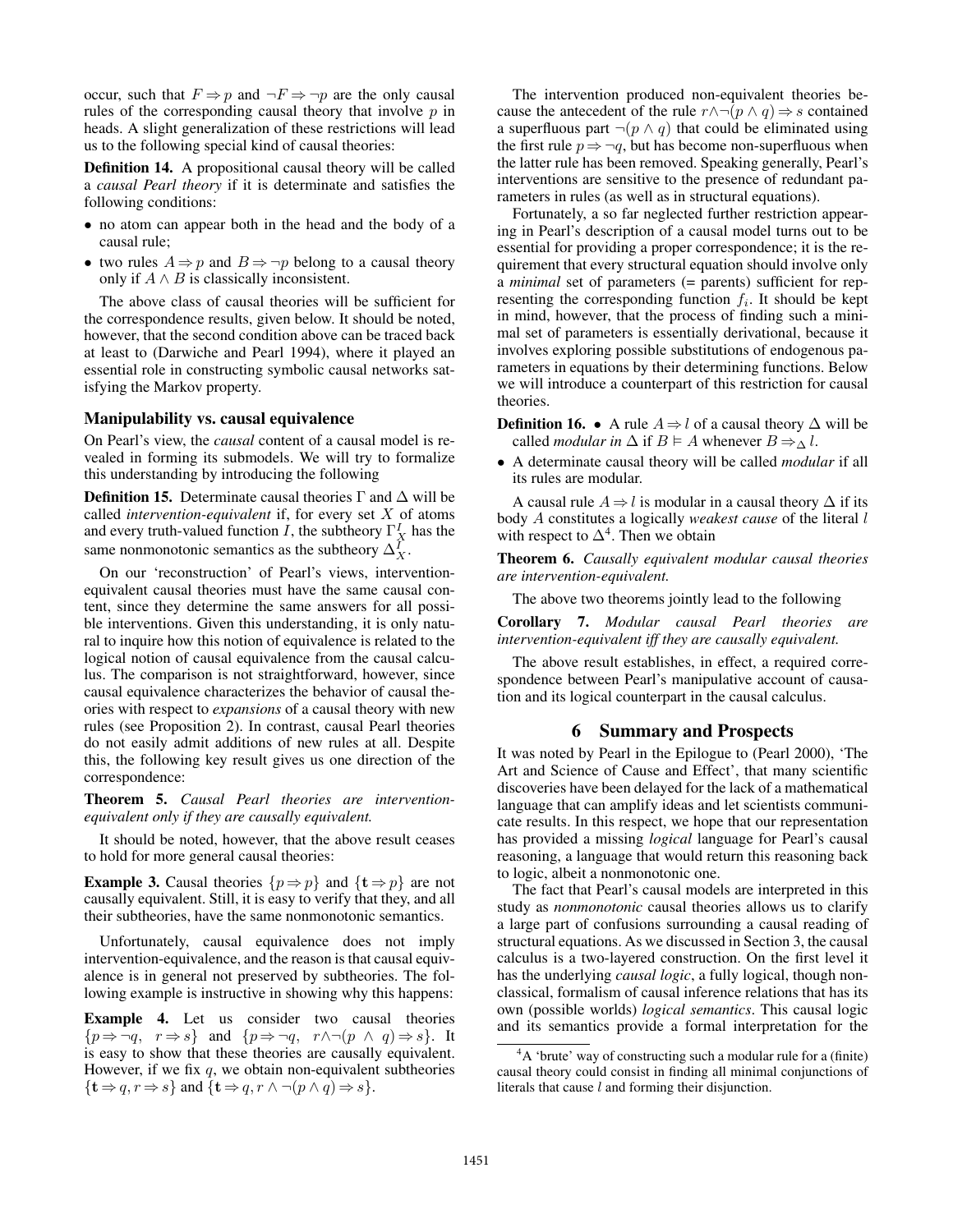occur, such that $F \Rightarrow p$ and $\neg F \Rightarrow \neg p$ are the only causal rules of the corresponding causal theory that involve $p$ in heads. A slight generalization of these restrictions will lead us to the following special kind of causal theories:

**Definition 14.** A propositional causal theory will be called a *causal Pearl theory* if it is determinate and satisfies the following conditions:

- no atom can appear both in the head and the body of a causal rule;
- two rules $A \Rightarrow p$ and $B \Rightarrow \neg p$ belong to a causal theory only if $A \wedge B$ is classically inconsistent.

The above class of causal theories will be sufficient for the correspondence results, given below. It should be noted, however, that the second condition above can be traced back at least to (Darwiche and Pearl 1994), where it played an essential role in constructing symbolic causal networks satisfying the Markov property.

### Manipulability vs. causal equivalence

On Pearl's view, the *causal* content of a causal model is revealed in forming its submodels. We will try to formalize this understanding by introducing the following

**Definition 15.** Determinate causal theories $\Gamma$ and $\Delta$ will be called *intervention-equivalent* if, for every set $X$ of atoms and every truth-valued function $I$, the subtheory $\Gamma_X^I$ has the same nonmonotonic semantics as the subtheory $\Delta_X^I$.

On our 'reconstruction' of Pearl's views, intervention-equivalent causal theories must have the same causal content, since they determine the same answers for all possible interventions. Given this understanding, it is only natural to inquire how this notion of equivalence is related to the logical notion of causal equivalence from the causal calculus. The comparison is not straightforward, however, since causal equivalence characterizes the behavior of causal theories with respect to *expansions* of a causal theory with new rules (see Proposition 2). In contrast, causal Pearl theories do not easily admit additions of new rules at all. Despite this, the following key result gives us one direction of the correspondence:

**Theorem 5.** *Causal Pearl theories are intervention-equivalent only if they are causally equivalent.*

It should be noted, however, that the above result ceases to hold for more general causal theories:

**Example 3.** Causal theories $\{p \Rightarrow p\}$ and $\{\mathbf{t} \Rightarrow p\}$ are not causally equivalent. Still, it is easy to verify that they, and all their subtheories, have the same nonmonotonic semantics.

Unfortunately, causal equivalence does not imply intervention-equivalence, and the reason is that causal equivalence is in general not preserved by subtheories. The following example is instructive in showing why this happens:

**Example 4.** Let us consider two causal theories $\{p \Rightarrow \neg q,\ \ r \Rightarrow s\}$ and $\{p \Rightarrow \neg q,\ \ r \wedge \neg(p\ \wedge\ q) \Rightarrow s\}$. It is easy to show that these theories are causally equivalent. However, if we fix $q$, we obtain non-equivalent subtheories $\{\mathbf{t} \Rightarrow q, r \Rightarrow s\}$ and $\{\mathbf{t} \Rightarrow q, r \wedge \neg(p \wedge q) \Rightarrow s\}$.

The intervention produced non-equivalent theories because the antecedent of the rule $r \wedge \neg(p \wedge q) \Rightarrow s$ contained a superfluous part $\neg(p \wedge q)$ that could be eliminated using the first rule $p \Rightarrow \neg q$, but has become non-superfluous when the latter rule has been removed. Speaking generally, Pearl's interventions are sensitive to the presence of redundant parameters in rules (as well as in structural equations).

Fortunately, a so far neglected further restriction appearing in Pearl's description of a causal model turns out to be essential for providing a proper correspondence; it is the requirement that every structural equation should involve only a *minimal* set of parameters (= parents) sufficient for representing the corresponding function $f_i$. It should be kept in mind, however, that the process of finding such a minimal set of parameters is essentially derivational, because it involves exploring possible substitutions of endogenous parameters in equations by their determining functions. Below we will introduce a counterpart of this restriction for causal theories.

**Definition 16.**
- A rule $A \Rightarrow l$ of a causal theory $\Delta$ will be called *modular in* $\Delta$ if $B \vDash A$ whenever $B \Rightarrow_\Delta l$.
- A determinate causal theory will be called *modular* if all its rules are modular.

A causal rule $A \Rightarrow l$ is modular in a causal theory $\Delta$ if its body $A$ constitutes a logically *weakest cause* of the literal $l$ with respect to $\Delta$[4]. Then we obtain

**Theorem 6.** *Causally equivalent modular causal theories are intervention-equivalent.*

The above two theorems jointly lead to the following

**Corollary 7.** *Modular causal Pearl theories are intervention-equivalent iff they are causally equivalent.*

The above result establishes, in effect, a required correspondence between Pearl's manipulative account of causation and its logical counterpart in the causal calculus.

## 6 Summary and Prospects

It was noted by Pearl in the Epilogue to (Pearl 2000), 'The Art and Science of Cause and Effect', that many scientific discoveries have been delayed for the lack of a mathematical language that can amplify ideas and let scientists communicate results. In this respect, we hope that our representation has provided a missing *logical* language for Pearl's causal reasoning, a language that would return this reasoning back to logic, albeit a nonmonotonic one.

The fact that Pearl's causal models are interpreted in this study as *nonmonotonic* causal theories allows us to clarify a large part of confusions surrounding a causal reading of structural equations. As we discussed in Section 3, the causal calculus is a two-layered construction. On the first level it has the underlying *causal logic*, a fully logical, though non-classical, formalism of causal inference relations that has its own (possible worlds) *logical semantics*. This causal logic and its semantics provide a formal interpretation for the

[4] A 'brute' way of constructing such a modular rule for a (finite) causal theory could consist in finding all minimal conjunctions of literals that cause $l$ and forming their disjunction.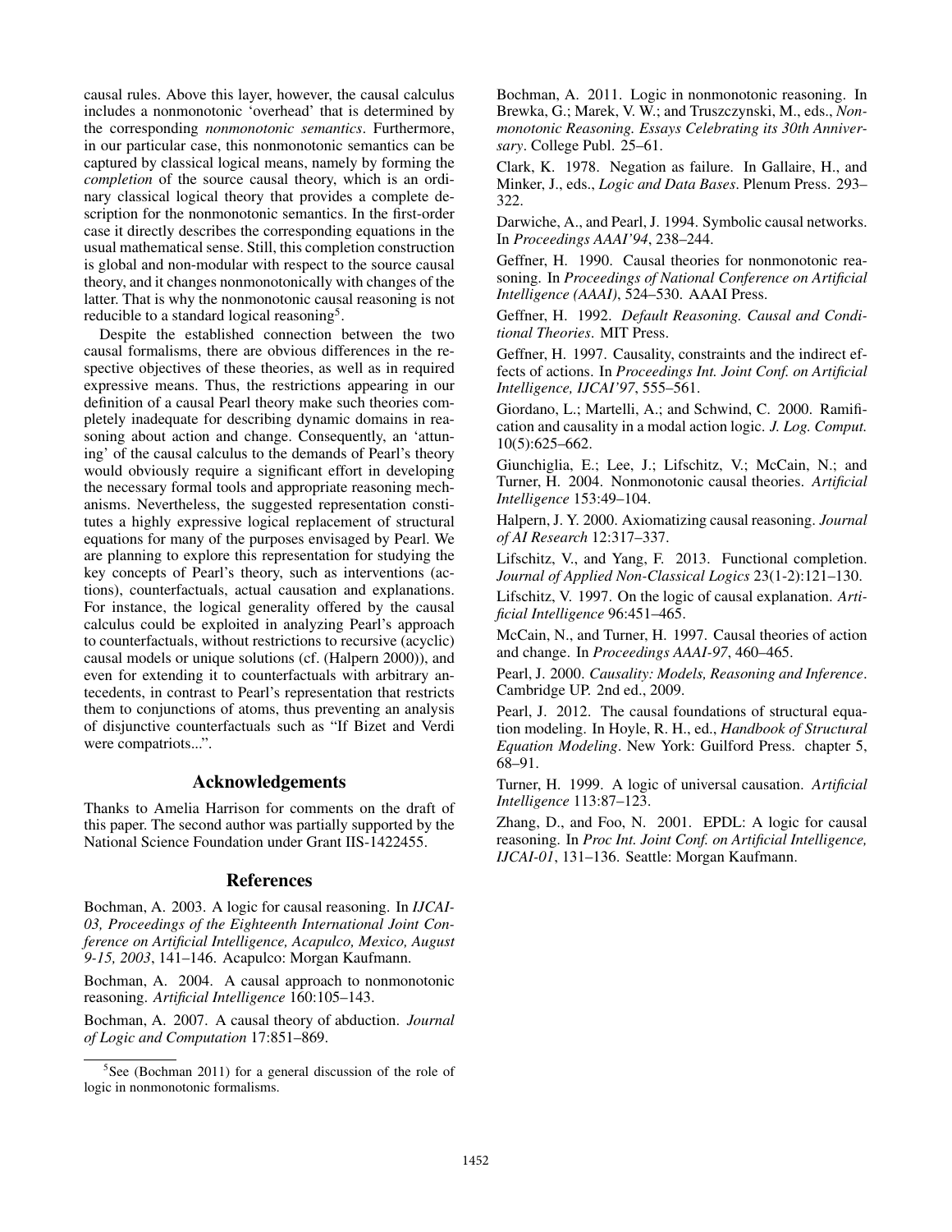causal rules. Above this layer, however, the causal calculus includes a nonmonotonic 'overhead' that is determined by the corresponding *nonmonotonic semantics*. Furthermore, in our particular case, this nonmonotonic semantics can be captured by classical logical means, namely by forming the *completion* of the source causal theory, which is an ordinary classical logical theory that provides a complete description for the nonmonotonic semantics. In the first-order case it directly describes the corresponding equations in the usual mathematical sense. Still, this completion construction is global and non-modular with respect to the source causal theory, and it changes nonmonotonically with changes of the latter. That is why the nonmonotonic causal reasoning is not reducible to a standard logical reasoning[5].

Despite the established connection between the two causal formalisms, there are obvious differences in the respective objectives of these theories, as well as in required expressive means. Thus, the restrictions appearing in our definition of a causal Pearl theory make such theories completely inadequate for describing dynamic domains in reasoning about action and change. Consequently, an 'attuning' of the causal calculus to the demands of Pearl's theory would obviously require a significant effort in developing the necessary formal tools and appropriate reasoning mechanisms. Nevertheless, the suggested representation constitutes a highly expressive logical replacement of structural equations for many of the purposes envisaged by Pearl. We are planning to explore this representation for studying the key concepts of Pearl's theory, such as interventions (actions), counterfactuals, actual causation and explanations. For instance, the logical generality offered by the causal calculus could be exploited in analyzing Pearl's approach to counterfactuals, without restrictions to recursive (acyclic) causal models or unique solutions (cf. (Halpern 2000)), and even for extending it to counterfactuals with arbitrary antecedents, in contrast to Pearl's representation that restricts them to conjunctions of atoms, thus preventing an analysis of disjunctive counterfactuals such as "If Bizet and Verdi were compatriots...".

## Acknowledgements

Thanks to Amelia Harrison for comments on the draft of this paper. The second author was partially supported by the National Science Foundation under Grant IIS-1422455.

## References

Bochman, A. 2003. A logic for causal reasoning. In *IJCAI-03, Proceedings of the Eighteenth International Joint Conference on Artificial Intelligence, Acapulco, Mexico, August 9-15, 2003*, 141–146. Acapulco: Morgan Kaufmann.

Bochman, A. 2004. A causal approach to nonmonotonic reasoning. *Artificial Intelligence* 160:105–143.

Bochman, A. 2007. A causal theory of abduction. *Journal of Logic and Computation* 17:851–869.

Bochman, A. 2011. Logic in nonmonotonic reasoning. In Brewka, G.; Marek, V. W.; and Truszczynski, M., eds., *Nonmonotonic Reasoning. Essays Celebrating its 30th Anniversary*. College Publ. 25–61.

Clark, K. 1978. Negation as failure. In Gallaire, H., and Minker, J., eds., *Logic and Data Bases*. Plenum Press. 293–322.

Darwiche, A., and Pearl, J. 1994. Symbolic causal networks. In *Proceedings AAAI'94*, 238–244.

Geffner, H. 1990. Causal theories for nonmonotonic reasoning. In *Proceedings of National Conference on Artificial Intelligence (AAAI)*, 524–530. AAAI Press.

Geffner, H. 1992. *Default Reasoning. Causal and Conditional Theories*. MIT Press.

Geffner, H. 1997. Causality, constraints and the indirect effects of actions. In *Proceedings Int. Joint Conf. on Artificial Intelligence, IJCAI'97*, 555–561.

Giordano, L.; Martelli, A.; and Schwind, C. 2000. Ramification and causality in a modal action logic. *J. Log. Comput.* 10(5):625–662.

Giunchiglia, E.; Lee, J.; Lifschitz, V.; McCain, N.; and Turner, H. 2004. Nonmonotonic causal theories. *Artificial Intelligence* 153:49–104.

Halpern, J. Y. 2000. Axiomatizing causal reasoning. *Journal of AI Research* 12:317–337.

Lifschitz, V., and Yang, F. 2013. Functional completion. *Journal of Applied Non-Classical Logics* 23(1-2):121–130.

Lifschitz, V. 1997. On the logic of causal explanation. *Artificial Intelligence* 96:451–465.

McCain, N., and Turner, H. 1997. Causal theories of action and change. In *Proceedings AAAI-97*, 460–465.

Pearl, J. 2000. *Causality: Models, Reasoning and Inference*. Cambridge UP. 2nd ed., 2009.

Pearl, J. 2012. The causal foundations of structural equation modeling. In Hoyle, R. H., ed., *Handbook of Structural Equation Modeling*. New York: Guilford Press. chapter 5, 68–91.

Turner, H. 1999. A logic of universal causation. *Artificial Intelligence* 113:87–123.

Zhang, D., and Foo, N. 2001. EPDL: A logic for causal reasoning. In *Proc Int. Joint Conf. on Artificial Intelligence, IJCAI-01*, 131–136. Seattle: Morgan Kaufmann.

[5]See (Bochman 2011) for a general discussion of the role of logic in nonmonotonic formalisms.